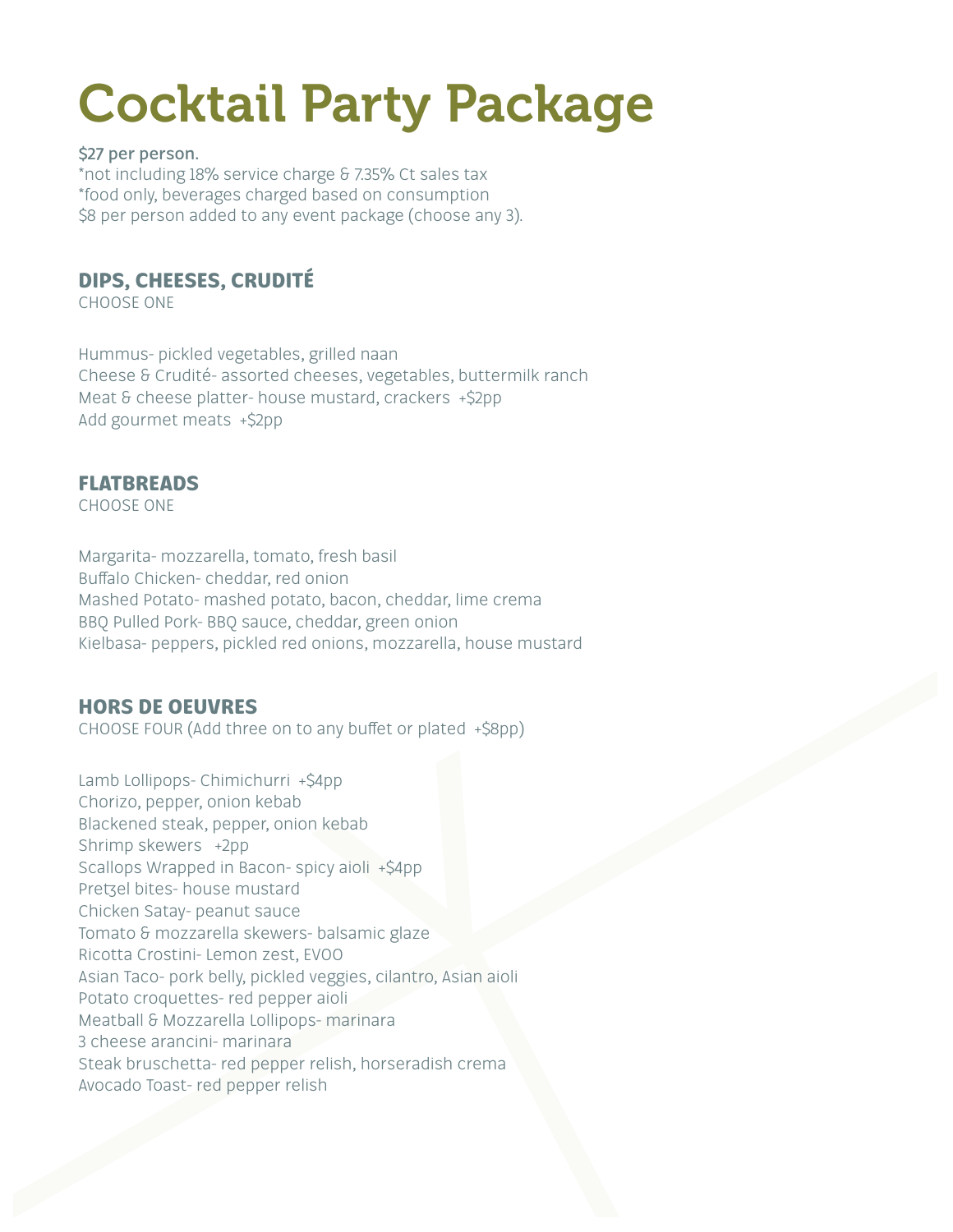# Cocktail Party Package

$27 per person.
*not including 18% service charge & 7.35% Ct sales tax
*food only, beverages charged based on consumption
$8 per person added to any event package (choose any 3).

## DIPS, CHEESES, CRUDITÉ

CHOOSE ONE

Hummus- pickled vegetables, grilled naan
Cheese & Crudité- assorted cheeses, vegetables, buttermilk ranch
Meat & cheese platter- house mustard, crackers +$2pp
Add gourmet meats +$2pp

## FLATBREADS

CHOOSE ONE

Margarita- mozzarella, tomato, fresh basil
Buffalo Chicken- cheddar, red onion
Mashed Potato- mashed potato, bacon, cheddar, lime crema
BBQ Pulled Pork- BBQ sauce, cheddar, green onion
Kielbasa- peppers, pickled red onions, mozzarella, house mustard

## HORS DE OEUVRES

CHOOSE FOUR (Add three on to any buffet or plated +$8pp)

Lamb Lollipops- Chimichurri +$4pp
Chorizo, pepper, onion kebab
Blackened steak, pepper, onion kebab
Shrimp skewers +2pp
Scallops Wrapped in Bacon- spicy aioli +$4pp
Pretzel bites- house mustard
Chicken Satay- peanut sauce
Tomato & mozzarella skewers- balsamic glaze
Ricotta Crostini- Lemon zest, EVOO
Asian Taco- pork belly, pickled veggies, cilantro, Asian aioli
Potato croquettes- red pepper aioli
Meatball & Mozzarella Lollipops- marinara
3 cheese arancini- marinara
Steak bruschetta- red pepper relish, horseradish crema
Avocado Toast- red pepper relish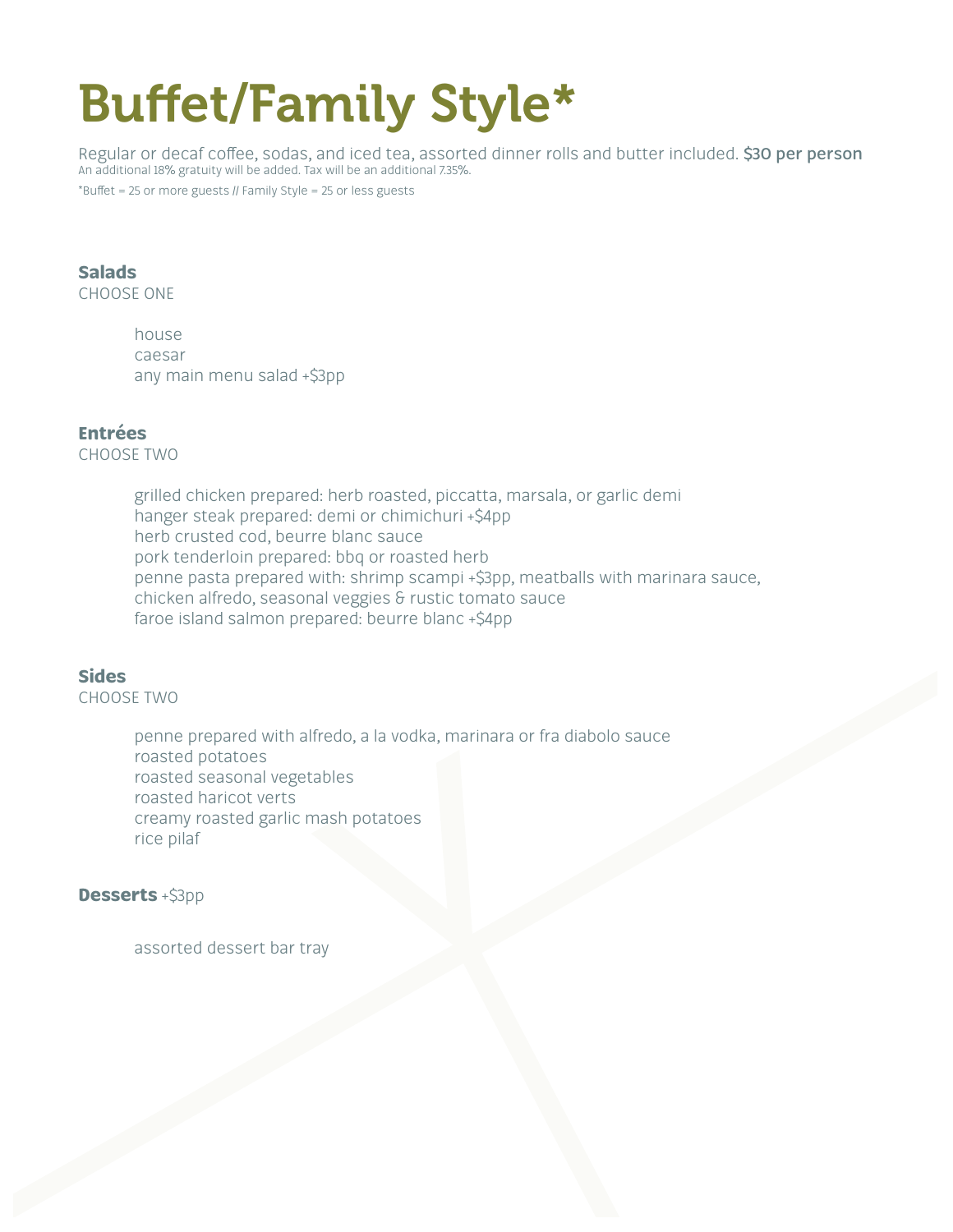# Buffet/Family Style*

Regular or decaf coffee, sodas, and iced tea, assorted dinner rolls and butter included. **$30 per person**

An additional 18% gratuity will be added. Tax will be an additional 7.35%.

*Buffet = 25 or more guests // Family Style = 25 or less guests

## Salads

CHOOSE ONE

- house
- caesar
- any main menu salad +$3pp

## Entrées

CHOOSE TWO

- grilled chicken prepared: herb roasted, piccatta, marsala, or garlic demi
- hanger steak prepared: demi or chimichuri +$4pp
- herb crusted cod, beurre blanc sauce
- pork tenderloin prepared: bbq or roasted herb
- penne pasta prepared with: shrimp scampi +$3pp, meatballs with marinara sauce, chicken alfredo, seasonal veggies & rustic tomato sauce
- faroe island salmon prepared: beurre blanc +$4pp

## Sides

CHOOSE TWO

- penne prepared with alfredo, a la vodka, marinara or fra diabolo sauce
- roasted potatoes
- roasted seasonal vegetables
- roasted haricot verts
- creamy roasted garlic mash potatoes
- rice pilaf

## Desserts +$3pp

- assorted dessert bar tray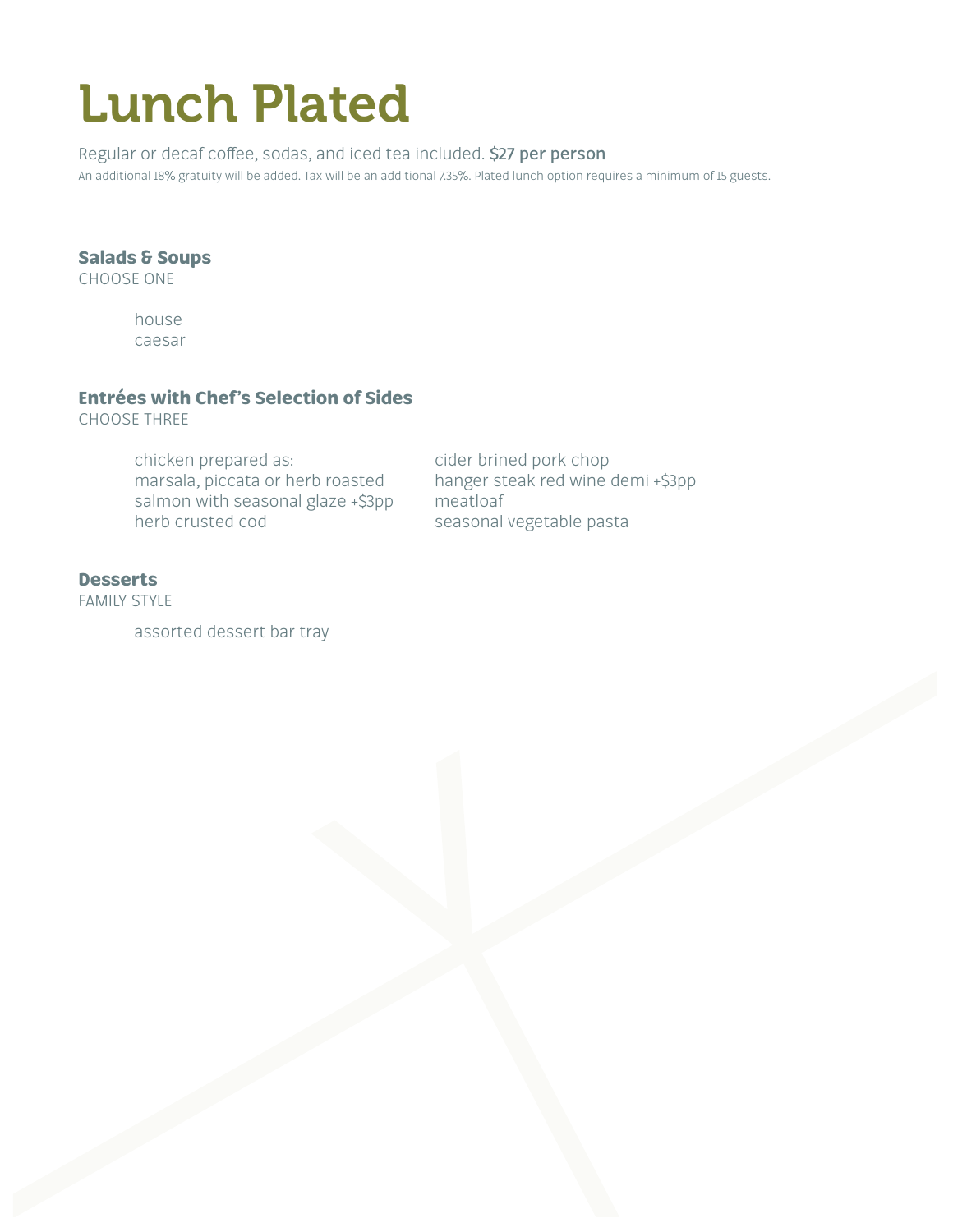# Lunch Plated

Regular or decaf coffee, sodas, and iced tea included. **$27 per person**

An additional 18% gratuity will be added. Tax will be an additional 7.35%. Plated lunch option requires a minimum of 15 guests.

### Salads & Soups

CHOOSE ONE

house
caesar

### Entrées with Chef's Selection of Sides

CHOOSE THREE

chicken prepared as:
marsala, piccata or herb roasted
salmon with seasonal glaze +$3pp
herb crusted cod
cider brined pork chop
hanger steak red wine demi +$3pp
meatloaf
seasonal vegetable pasta

### Desserts

FAMILY STYLE

assorted dessert bar tray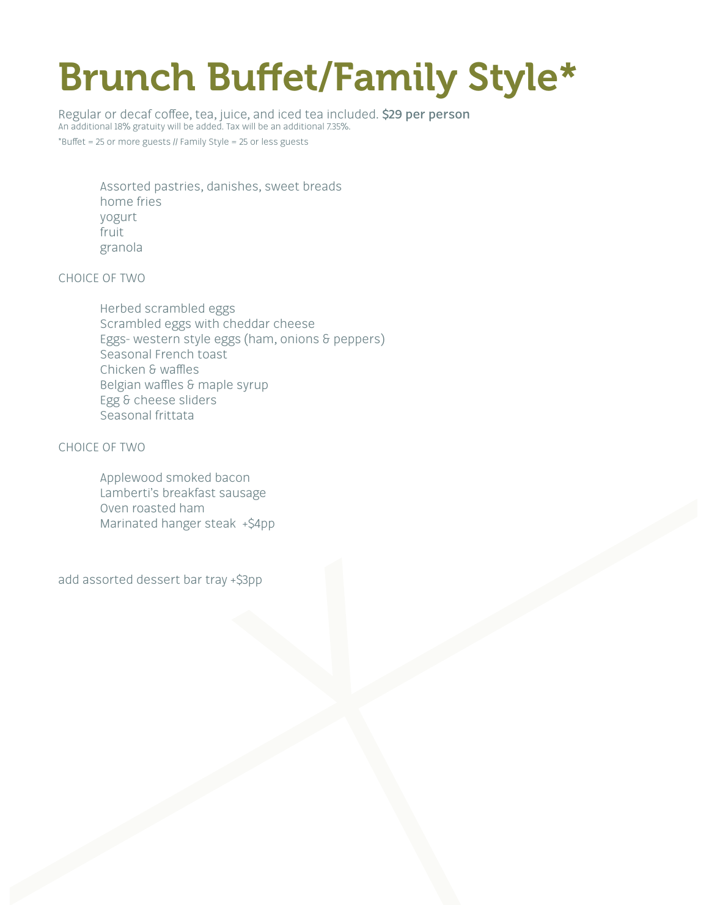# Brunch Buffet/Family Style*

Regular or decaf coffee, tea, juice, and iced tea included. **$29 per person**
An additional 18% gratuity will be added. Tax will be an additional 7.35%.

*Buffet = 25 or more guests // Family Style = 25 or less guests

Assorted pastries, danishes, sweet breads
home fries
yogurt
fruit
granola

CHOICE OF TWO

Herbed scrambled eggs
Scrambled eggs with cheddar cheese
Eggs- western style eggs (ham, onions & peppers)
Seasonal French toast
Chicken & waffles
Belgian waffles & maple syrup
Egg & cheese sliders
Seasonal frittata

CHOICE OF TWO

Applewood smoked bacon
Lamberti's breakfast sausage
Oven roasted ham
Marinated hanger steak +$4pp

add assorted dessert bar tray +$3pp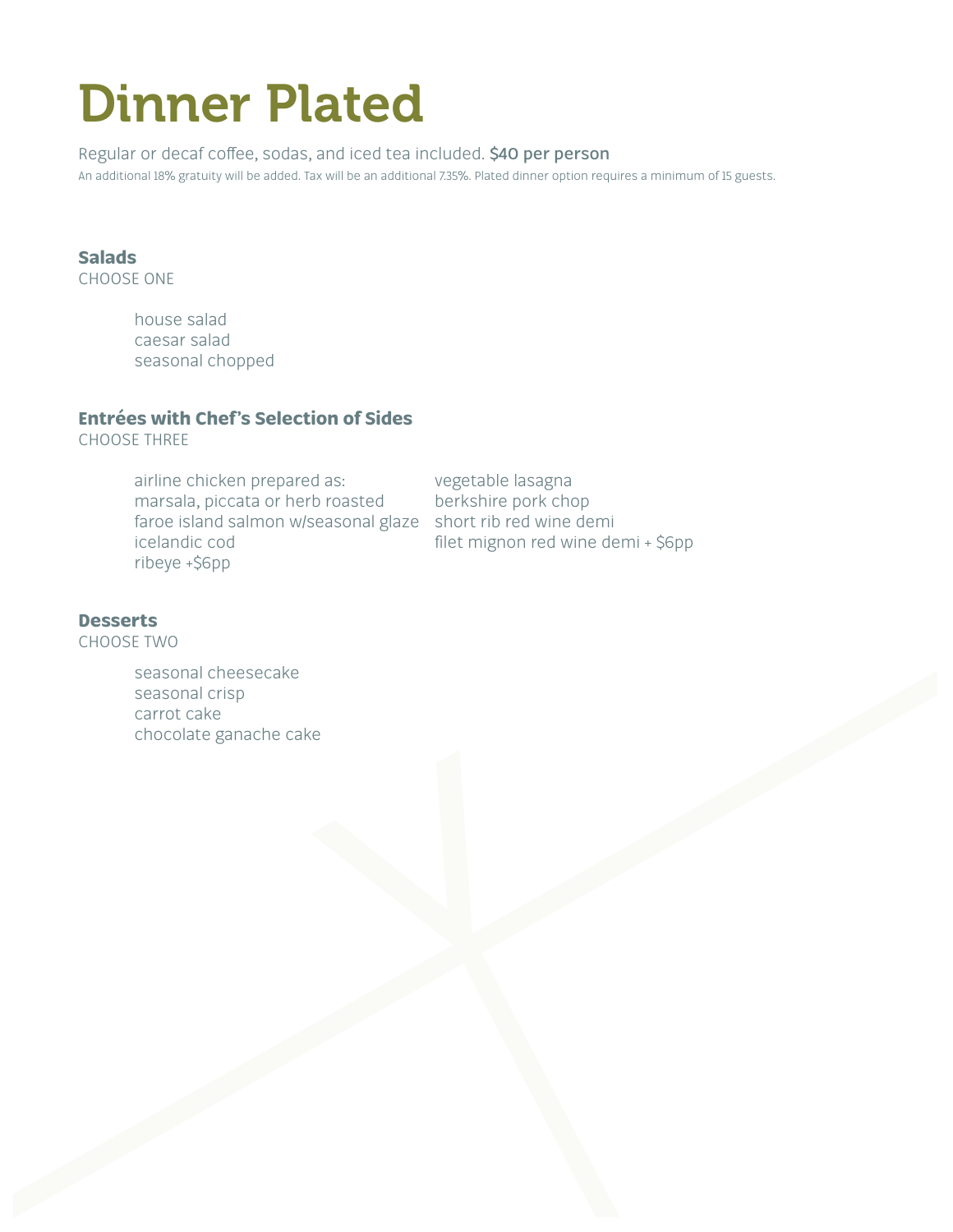# Dinner Plated

Regular or decaf coffee, sodas, and iced tea included. **$40 per person**

An additional 18% gratuity will be added. Tax will be an additional 7.35%. Plated dinner option requires a minimum of 15 guests.

### Salads

CHOOSE ONE

- house salad
- caesar salad
- seasonal chopped

### Entrées with Chef's Selection of Sides

CHOOSE THREE

- airline chicken prepared as: marsala, piccata or herb roasted
- faroe island salmon w/seasonal glaze
- icelandic cod
- ribeye +$6pp
- vegetable lasagna
- berkshire pork chop
- short rib red wine demi
- filet mignon red wine demi + $6pp

### Desserts

CHOOSE TWO

- seasonal cheesecake
- seasonal crisp
- carrot cake
- chocolate ganache cake